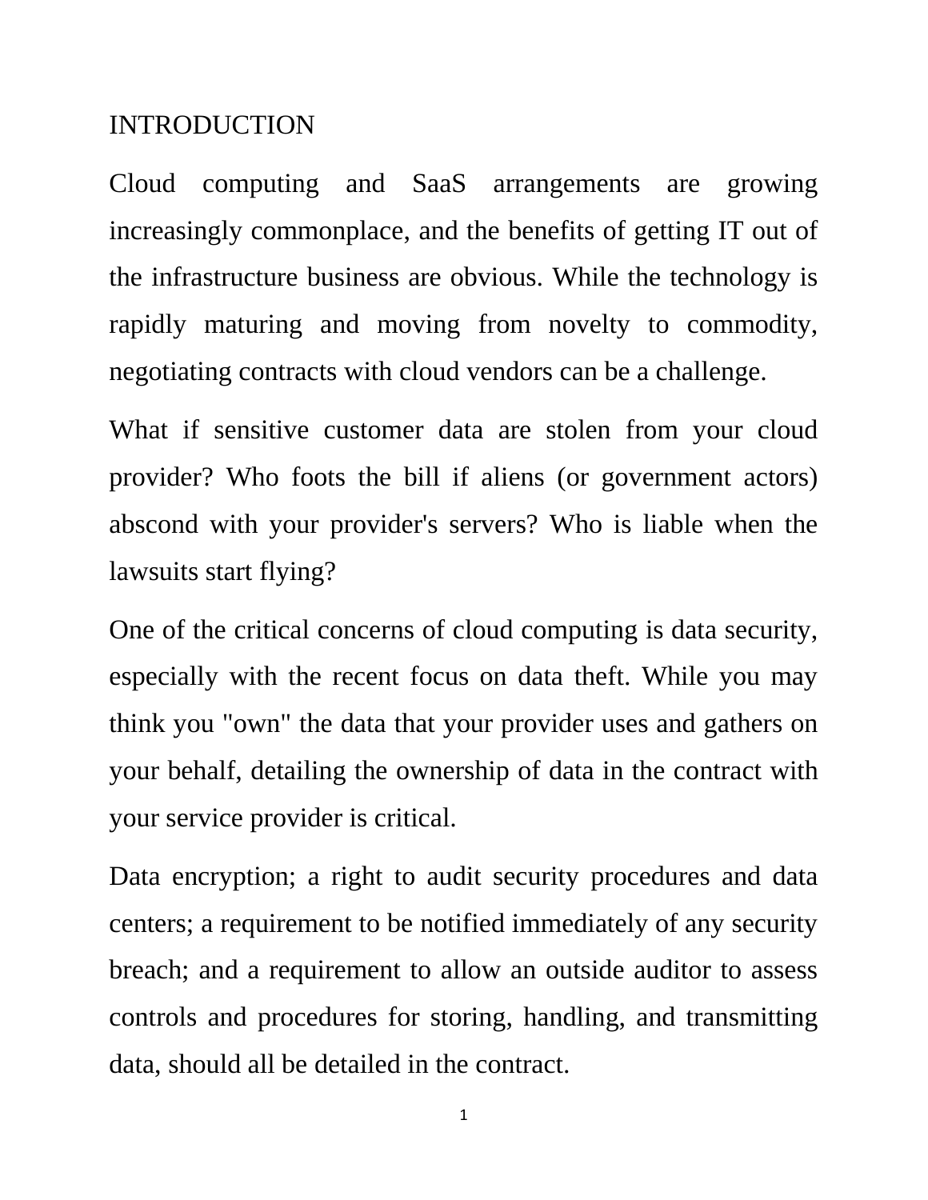# INTRODUCTION

Cloud computing and SaaS arrangements are growing increasingly commonplace, and the benefits of getting IT out of the infrastructure business are obvious. While the technology is rapidly maturing and moving from novelty to commodity, negotiating contracts with cloud vendors can be a challenge.

What if sensitive customer data are stolen from your cloud provider? Who foots the bill if aliens (or government actors) abscond with your provider's servers? Who is liable when the lawsuits start flying?

One of the critical concerns of cloud computing is data security, especially with the recent focus on data theft. While you may think you "own" the data that your provider uses and gathers on your behalf, detailing the ownership of data in the contract with your service provider is critical.

Data encryption; a right to audit security procedures and data centers; a requirement to be notified immediately of any security breach; and a requirement to allow an outside auditor to assess controls and procedures for storing, handling, and transmitting data, should all be detailed in the contract.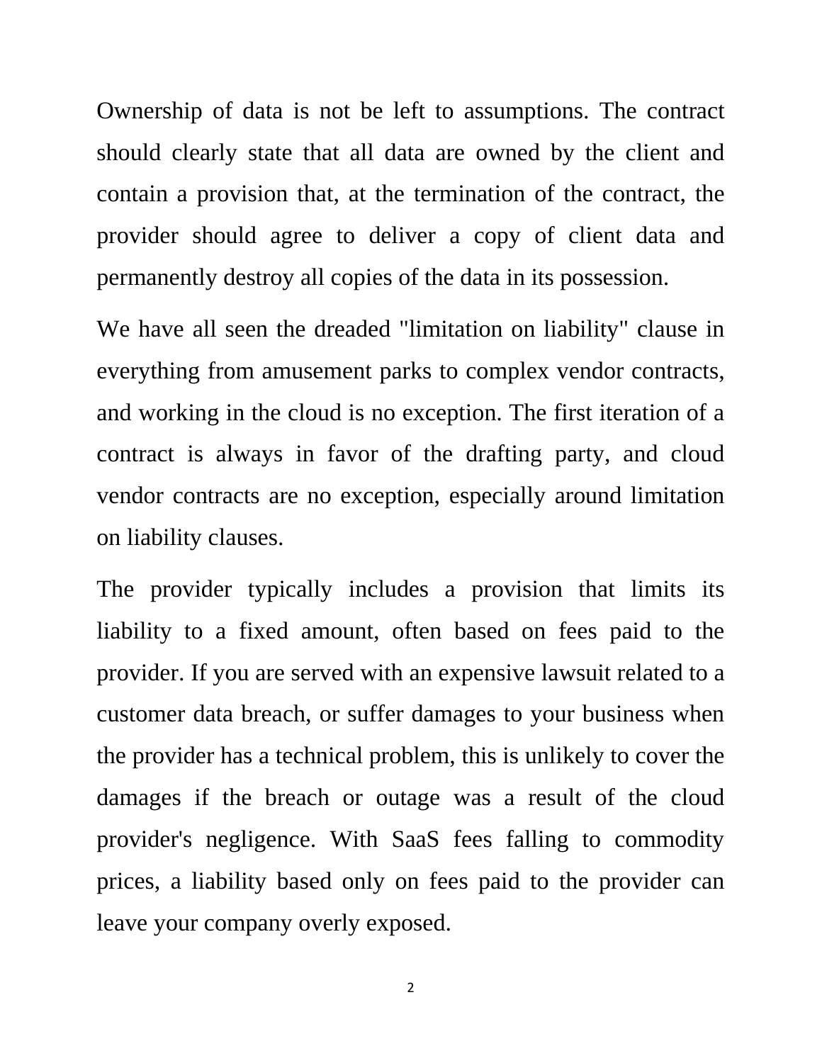Ownership of data is not be left to assumptions. The contract should clearly state that all data are owned by the client and contain a provision that, at the termination of the contract, the provider should agree to deliver a copy of client data and permanently destroy all copies of the data in its possession.

We have all seen the dreaded "limitation on liability" clause in everything from amusement parks to complex vendor contracts, and working in the cloud is no exception. The first iteration of a contract is always in favor of the drafting party, and cloud vendor contracts are no exception, especially around limitation on liability clauses.

The provider typically includes a provision that limits its liability to a fixed amount, often based on fees paid to the provider. If you are served with an expensive lawsuit related to a customer data breach, or suffer damages to your business when the provider has a technical problem, this is unlikely to cover the damages if the breach or outage was a result of the cloud provider's negligence. With SaaS fees falling to commodity prices, a liability based only on fees paid to the provider can leave your company overly exposed.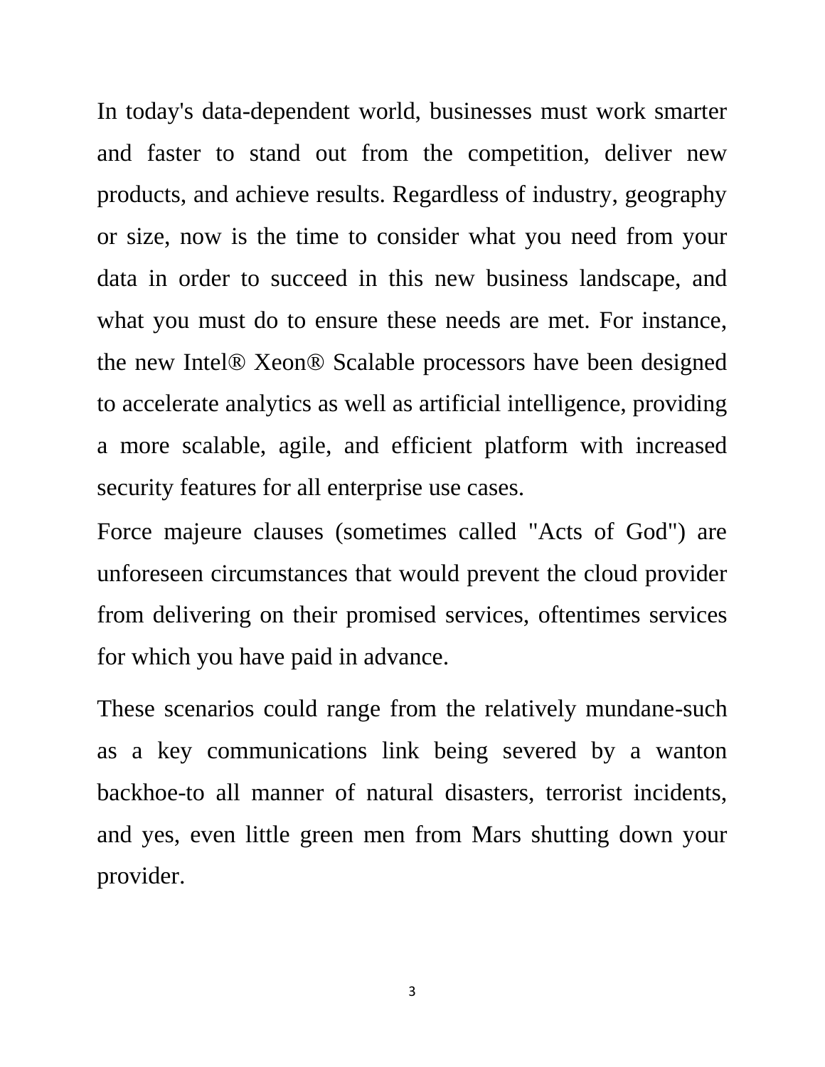In today's data-dependent world, businesses must work smarter and faster to stand out from the competition, deliver new products, and achieve results. Regardless of industry, geography or size, now is the time to consider what you need from your data in order to succeed in this new business landscape, and what you must do to ensure these needs are met. For instance, the new Intel® Xeon® Scalable processors have been designed to accelerate analytics as well as artificial intelligence, providing a more scalable, agile, and efficient platform with increased security features for all enterprise use cases.

Force majeure clauses (sometimes called "Acts of God") are unforeseen circumstances that would prevent the cloud provider from delivering on their promised services, oftentimes services for which you have paid in advance.

These scenarios could range from the relatively mundane-such as a key communications link being severed by a wanton backhoe-to all manner of natural disasters, terrorist incidents, and yes, even little green men from Mars shutting down your provider.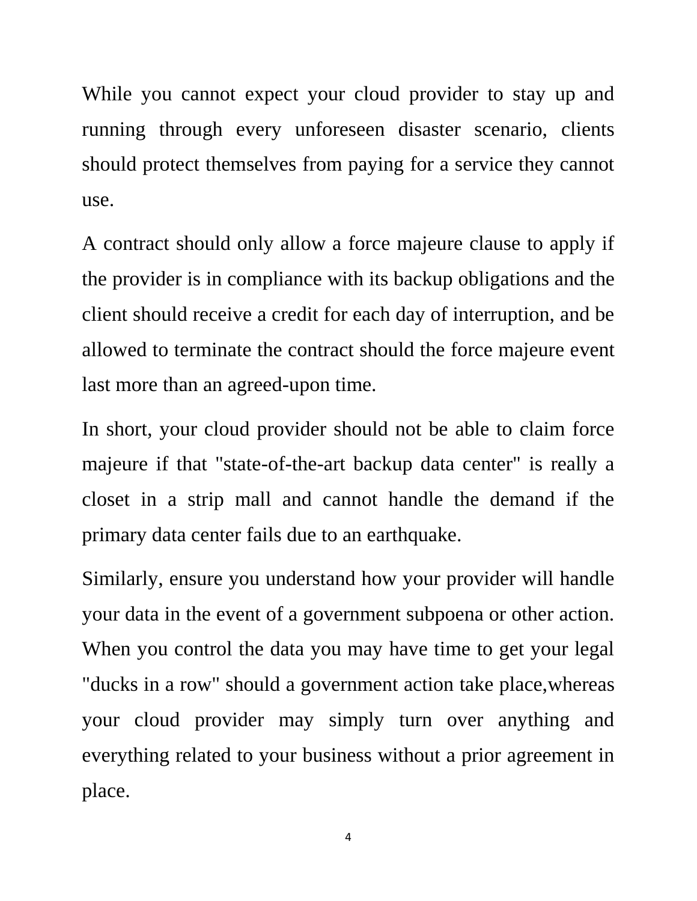While you cannot expect your cloud provider to stay up and running through every unforeseen disaster scenario, clients should protect themselves from paying for a service they cannot use.

A contract should only allow a force majeure clause to apply if the provider is in compliance with its backup obligations and the client should receive a credit for each day of interruption, and be allowed to terminate the contract should the force majeure event last more than an agreed-upon time.

In short, your cloud provider should not be able to claim force majeure if that "state-of-the-art backup data center" is really a closet in a strip mall and cannot handle the demand if the primary data center fails due to an earthquake.

Similarly, ensure you understand how your provider will handle your data in the event of a government subpoena or other action. When you control the data you may have time to get your legal "ducks in a row" should a government action take place,whereas your cloud provider may simply turn over anything and everything related to your business without a prior agreement in place.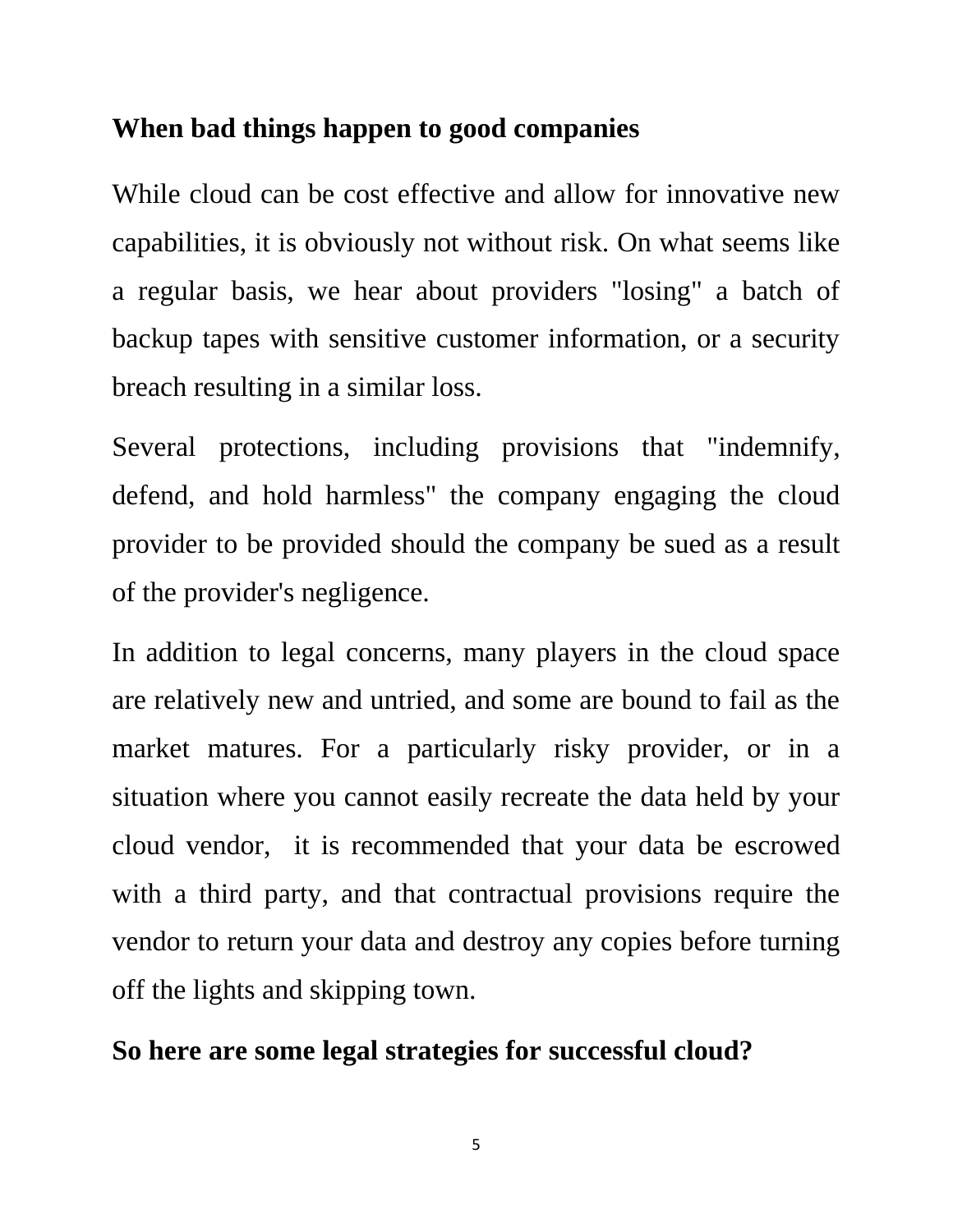**When bad things happen to good companies**

While cloud can be cost effective and allow for innovative new capabilities, it is obviously not without risk. On what seems like a regular basis, we hear about providers "losing" a batch of backup tapes with sensitive customer information, or a security breach resulting in a similar loss.

Several protections, including provisions that "indemnify, defend, and hold harmless" the company engaging the cloud provider to be provided should the company be sued as a result of the provider's negligence.

In addition to legal concerns, many players in the cloud space are relatively new and untried, and some are bound to fail as the market matures. For a particularly risky provider, or in a situation where you cannot easily recreate the data held by your cloud vendor, it is recommended that your data be escrowed with a third party, and that contractual provisions require the vendor to return your data and destroy any copies before turning off the lights and skipping town.

**So here are some legal strategies for successful cloud?**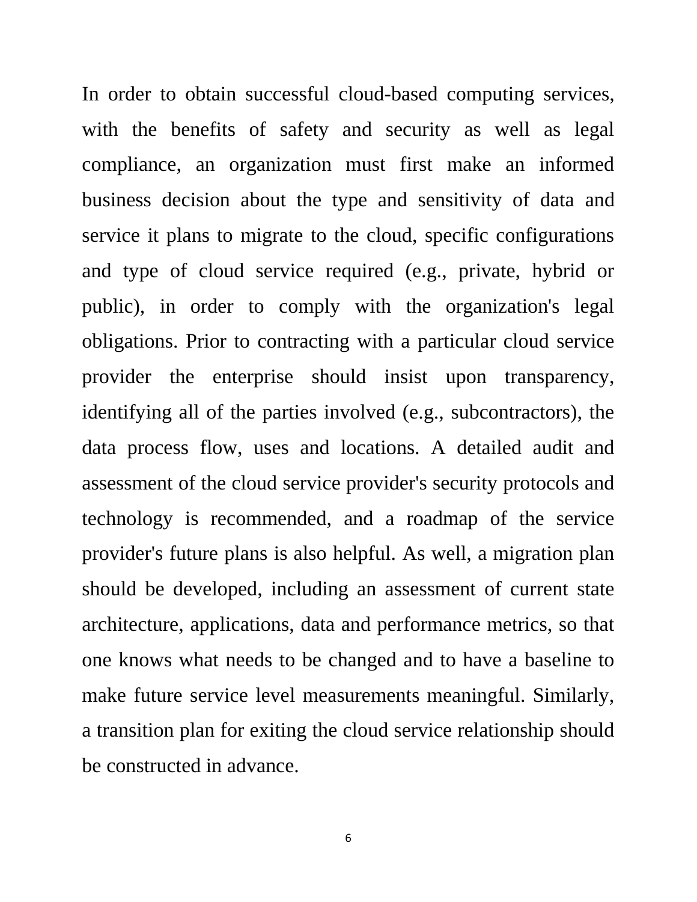In order to obtain successful cloud-based computing services, with the benefits of safety and security as well as legal compliance, an organization must first make an informed business decision about the type and sensitivity of data and service it plans to migrate to the cloud, specific configurations and type of cloud service required (e.g., private, hybrid or public), in order to comply with the organization's legal obligations. Prior to contracting with a particular cloud service provider the enterprise should insist upon transparency, identifying all of the parties involved (e.g., subcontractors), the data process flow, uses and locations. A detailed audit and assessment of the cloud service provider's security protocols and technology is recommended, and a roadmap of the service provider's future plans is also helpful. As well, a migration plan should be developed, including an assessment of current state architecture, applications, data and performance metrics, so that one knows what needs to be changed and to have a baseline to make future service level measurements meaningful. Similarly, a transition plan for exiting the cloud service relationship should be constructed in advance.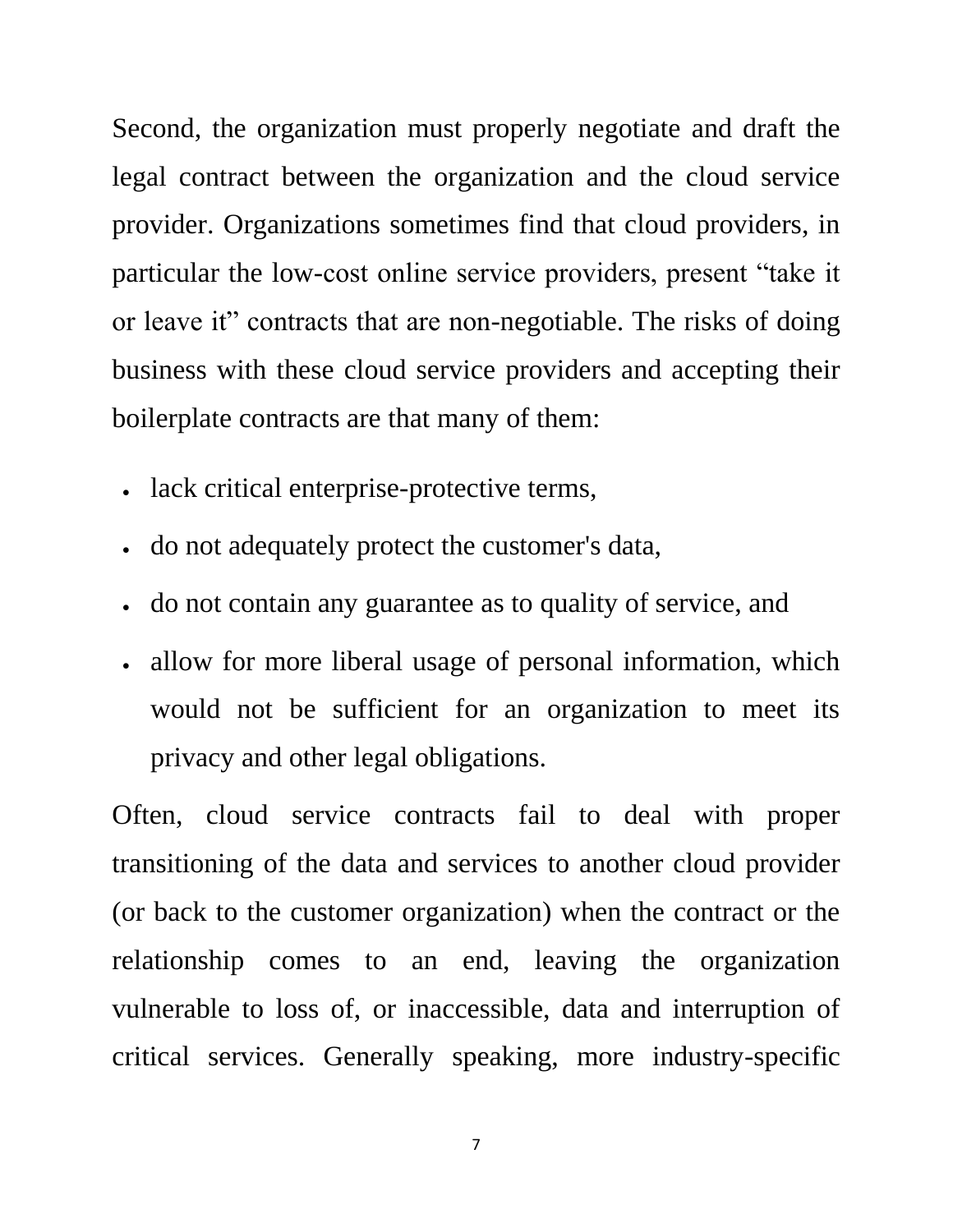Second, the organization must properly negotiate and draft the legal contract between the organization and the cloud service provider. Organizations sometimes find that cloud providers, in particular the low-cost online service providers, present “take it or leave it” contracts that are non-negotiable. The risks of doing business with these cloud service providers and accepting their boilerplate contracts are that many of them:

- lack critical enterprise-protective terms,
- do not adequately protect the customer's data,
- do not contain any guarantee as to quality of service, and
- allow for more liberal usage of personal information, which would not be sufficient for an organization to meet its privacy and other legal obligations.

Often, cloud service contracts fail to deal with proper transitioning of the data and services to another cloud provider (or back to the customer organization) when the contract or the relationship comes to an end, leaving the organization vulnerable to loss of, or inaccessible, data and interruption of critical services. Generally speaking, more industry-specific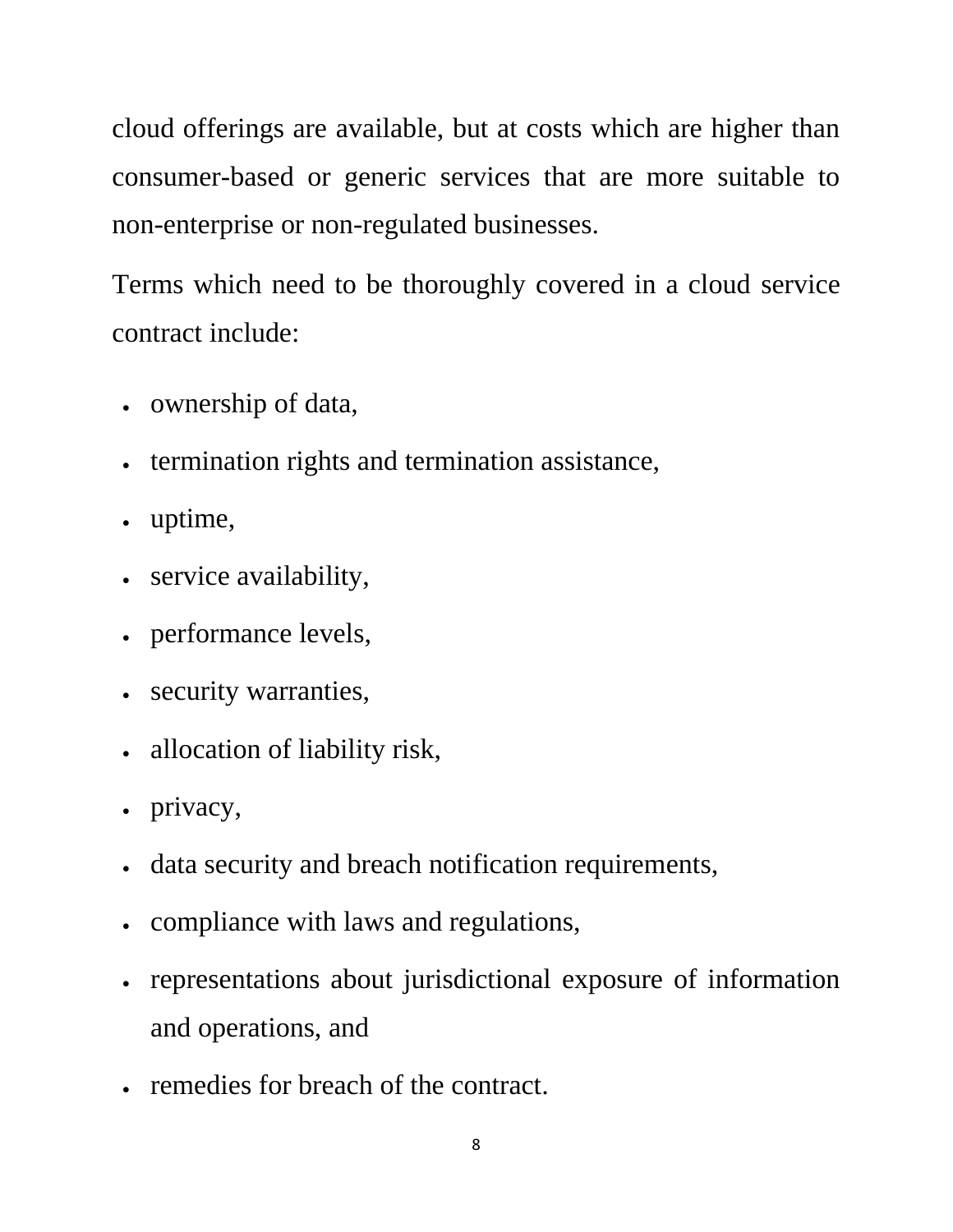cloud offerings are available, but at costs which are higher than consumer-based or generic services that are more suitable to non-enterprise or non-regulated businesses.

Terms which need to be thoroughly covered in a cloud service contract include:

- ownership of data,
- termination rights and termination assistance,
- uptime,
- service availability,
- performance levels,
- security warranties,
- allocation of liability risk,
- privacy,
- data security and breach notification requirements,
- compliance with laws and regulations,
- representations about jurisdictional exposure of information and operations, and
- remedies for breach of the contract.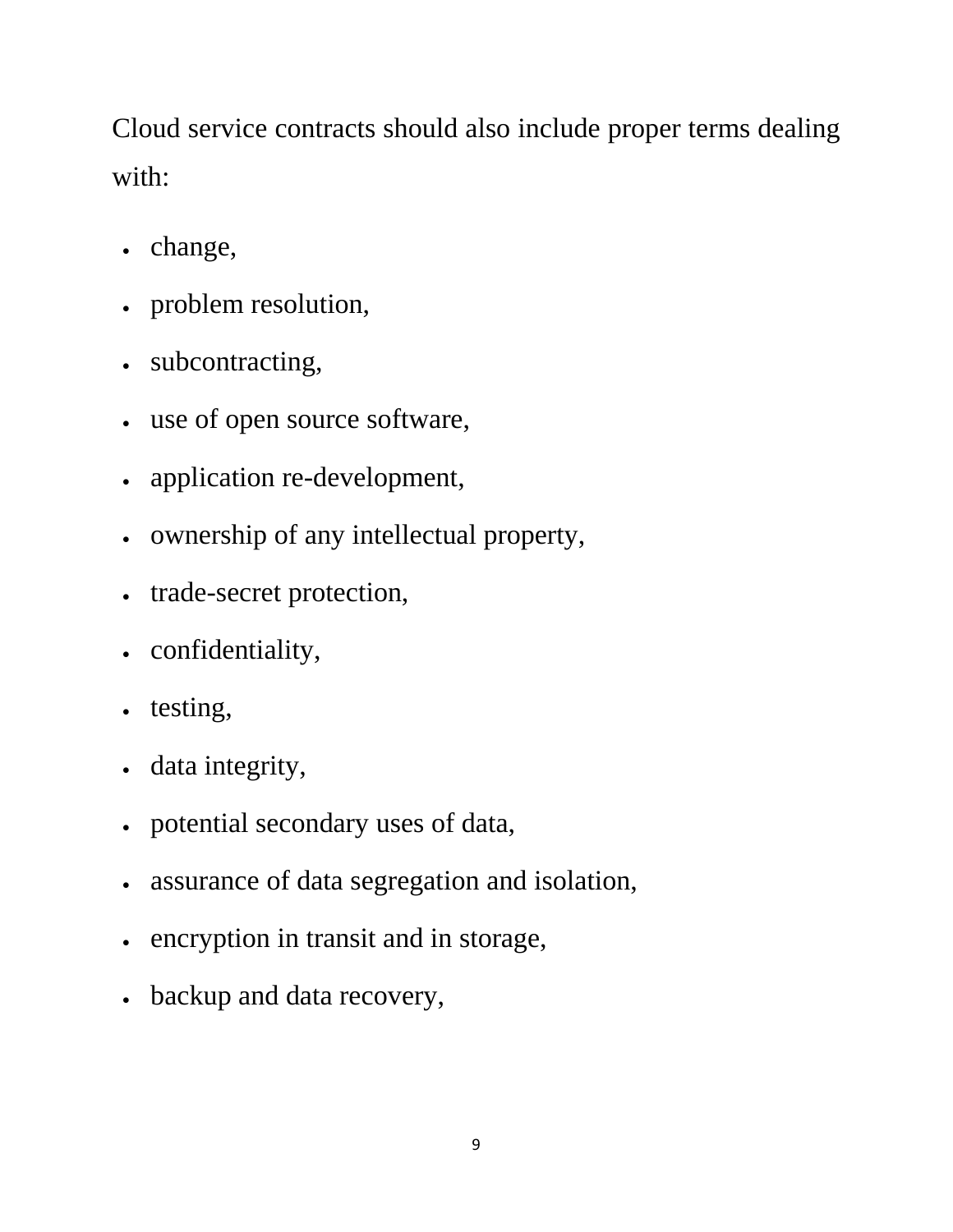Cloud service contracts should also include proper terms dealing with:

- change,
- problem resolution,
- subcontracting,
- use of open source software,
- application re-development,
- ownership of any intellectual property,
- trade-secret protection,
- confidentiality,
- testing,
- data integrity,
- potential secondary uses of data,
- assurance of data segregation and isolation,
- encryption in transit and in storage,
- backup and data recovery,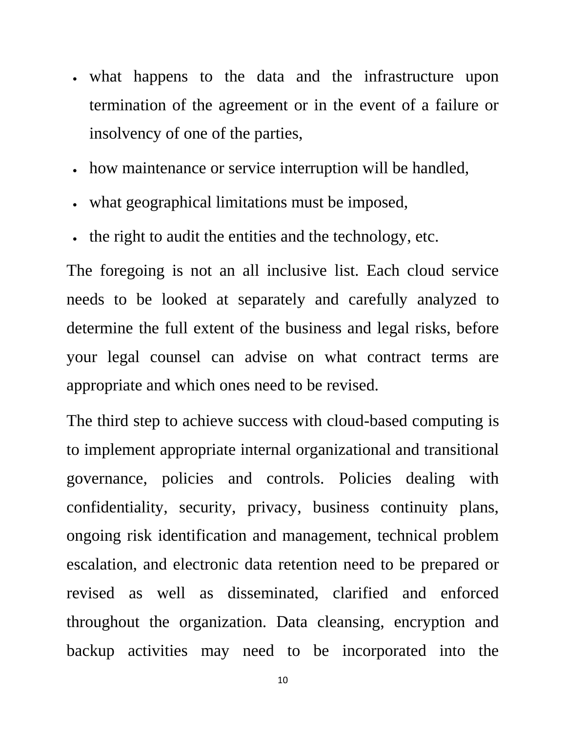- what happens to the data and the infrastructure upon termination of the agreement or in the event of a failure or insolvency of one of the parties,
- how maintenance or service interruption will be handled,
- what geographical limitations must be imposed,
- the right to audit the entities and the technology, etc.

The foregoing is not an all inclusive list. Each cloud service needs to be looked at separately and carefully analyzed to determine the full extent of the business and legal risks, before your legal counsel can advise on what contract terms are appropriate and which ones need to be revised.

The third step to achieve success with cloud-based computing is to implement appropriate internal organizational and transitional governance, policies and controls. Policies dealing with confidentiality, security, privacy, business continuity plans, ongoing risk identification and management, technical problem escalation, and electronic data retention need to be prepared or revised as well as disseminated, clarified and enforced throughout the organization. Data cleansing, encryption and backup activities may need to be incorporated into the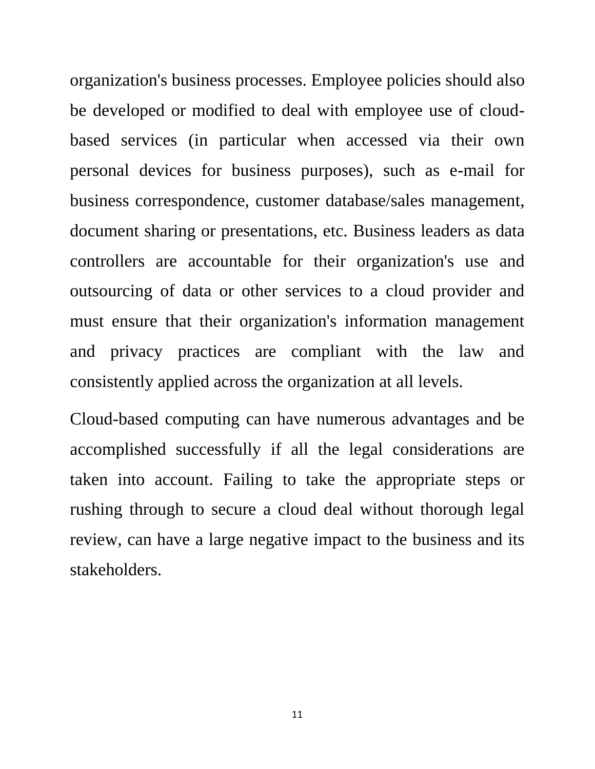organization's business processes. Employee policies should also be developed or modified to deal with employee use of cloud-based services (in particular when accessed via their own personal devices for business purposes), such as e-mail for business correspondence, customer database/sales management, document sharing or presentations, etc. Business leaders as data controllers are accountable for their organization's use and outsourcing of data or other services to a cloud provider and must ensure that their organization's information management and privacy practices are compliant with the law and consistently applied across the organization at all levels.

Cloud-based computing can have numerous advantages and be accomplished successfully if all the legal considerations are taken into account. Failing to take the appropriate steps or rushing through to secure a cloud deal without thorough legal review, can have a large negative impact to the business and its stakeholders.